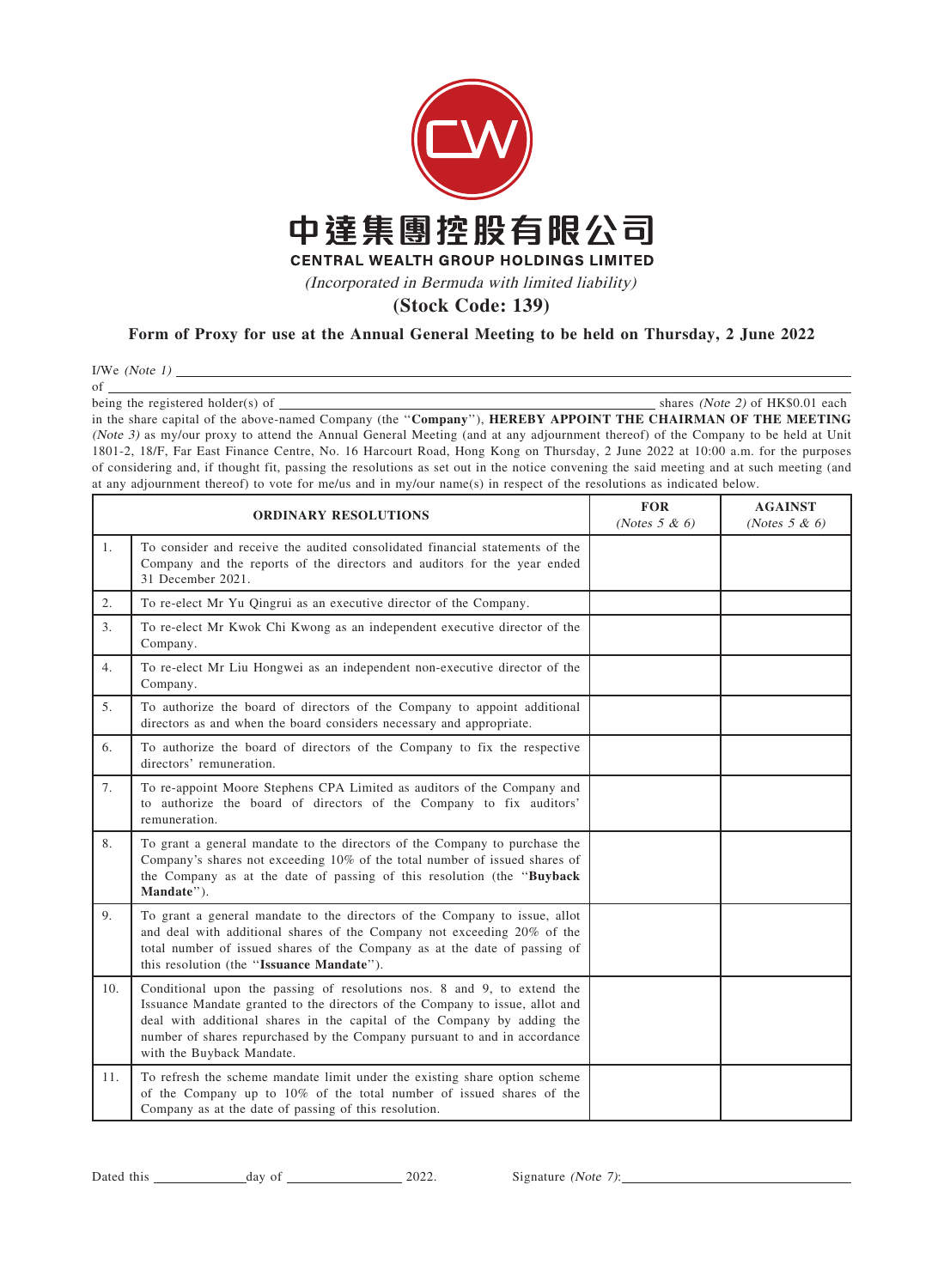# 中達集團控股有限公司

**CENTRAL WEALTH GROUP HOLDINGS LIMITED**

*(Incorporated in Bermuda with limited liability)*

**(Stock Code: 139)**

**Form of Proxy for use at the Annual General Meeting to be held on Thursday, 2 June 2022**

I/We *(Note 1)* ____________________________________________________________

of ____________________________________________________________

being the registered holder(s) of ______________________ shares *(Note 2)* of HK$0.01 each in the share capital of the above-named Company (the "**Company**"), **HEREBY APPOINT THE CHAIRMAN OF THE MEETING** *(Note 3)* as my/our proxy to attend the Annual General Meeting (and at any adjournment thereof) of the Company to be held at Unit 1801-2, 18/F, Far East Finance Centre, No. 16 Harcourt Road, Hong Kong on Thursday, 2 June 2022 at 10:00 a.m. for the purposes of considering and, if thought fit, passing the resolutions as set out in the notice convening the said meeting and at such meeting (and at any adjournment thereof) to vote for me/us and in my/our name(s) in respect of the resolutions as indicated below.

| | ORDINARY RESOLUTIONS | FOR *(Notes 5 & 6)* | AGAINST *(Notes 5 & 6)* |
|---|---|---|---|
| 1. | To consider and receive the audited consolidated financial statements of the Company and the reports of the directors and auditors for the year ended 31 December 2021. | | |
| 2. | To re-elect Mr Yu Qingrui as an executive director of the Company. | | |
| 3. | To re-elect Mr Kwok Chi Kwong as an independent executive director of the Company. | | |
| 4. | To re-elect Mr Liu Hongwei as an independent non-executive director of the Company. | | |
| 5. | To authorize the board of directors of the Company to appoint additional directors as and when the board considers necessary and appropriate. | | |
| 6. | To authorize the board of directors of the Company to fix the respective directors' remuneration. | | |
| 7. | To re-appoint Moore Stephens CPA Limited as auditors of the Company and to authorize the board of directors of the Company to fix auditors' remuneration. | | |
| 8. | To grant a general mandate to the directors of the Company to purchase the Company's shares not exceeding 10% of the total number of issued shares of the Company as at the date of passing of this resolution (the "**Buyback Mandate**"). | | |
| 9. | To grant a general mandate to the directors of the Company to issue, allot and deal with additional shares of the Company not exceeding 20% of the total number of issued shares of the Company as at the date of passing of this resolution (the "**Issuance Mandate**"). | | |
| 10. | Conditional upon the passing of resolutions nos. 8 and 9, to extend the Issuance Mandate granted to the directors of the Company to issue, allot and deal with additional shares in the capital of the Company by adding the number of shares repurchased by the Company pursuant to and in accordance with the Buyback Mandate. | | |
| 11. | To refresh the scheme mandate limit under the existing share option scheme of the Company up to 10% of the total number of issued shares of the Company as at the date of passing of this resolution. | | |

Dated this ____________ day of ______________ 2022. Signature *(Note 7)*: ______________________________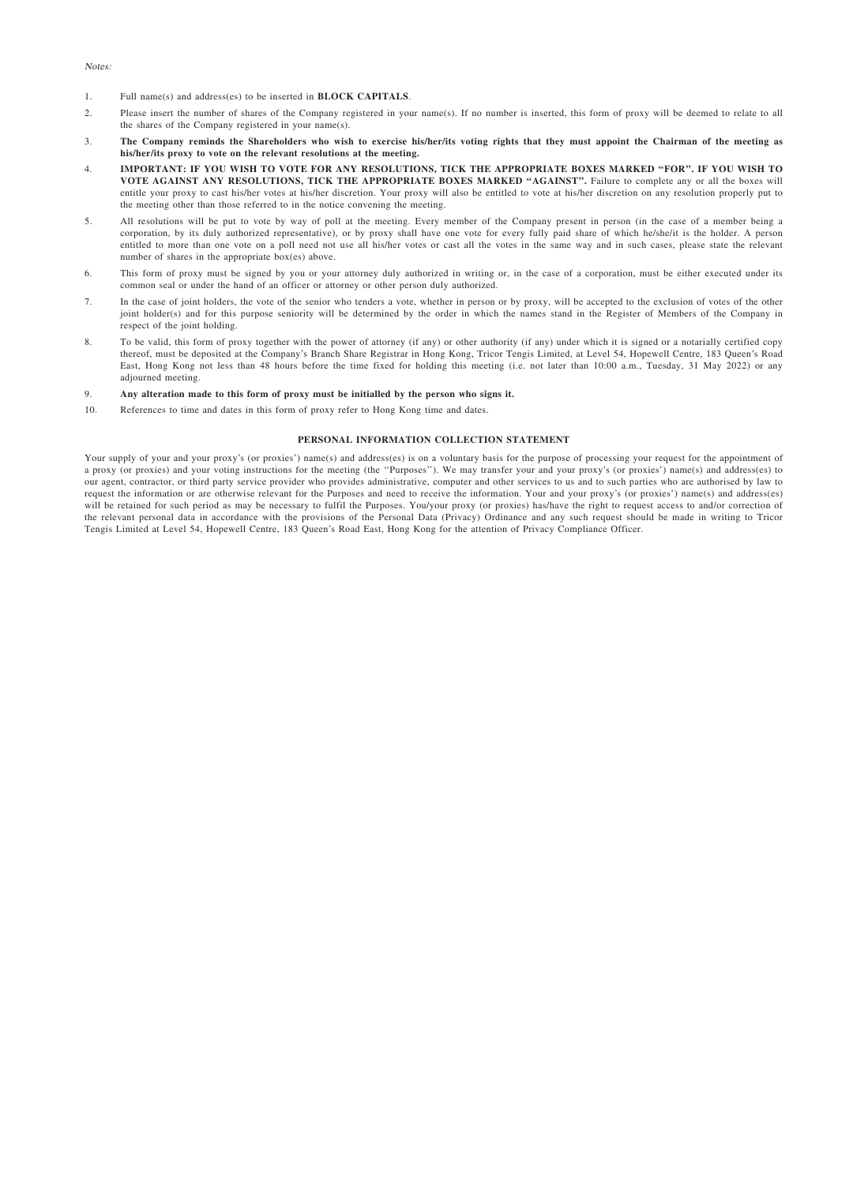*Notes:*

1. Full name(s) and address(es) to be inserted in **BLOCK CAPITALS**.
2. Please insert the number of shares of the Company registered in your name(s). If no number is inserted, this form of proxy will be deemed to relate to all the shares of the Company registered in your name(s).
3. **The Company reminds the Shareholders who wish to exercise his/her/its voting rights that they must appoint the Chairman of the meeting as his/her/its proxy to vote on the relevant resolutions at the meeting.**
4. **IMPORTANT: IF YOU WISH TO VOTE FOR ANY RESOLUTIONS, TICK THE APPROPRIATE BOXES MARKED "FOR". IF YOU WISH TO VOTE AGAINST ANY RESOLUTIONS, TICK THE APPROPRIATE BOXES MARKED "AGAINST".** Failure to complete any or all the boxes will entitle your proxy to cast his/her votes at his/her discretion. Your proxy will also be entitled to vote at his/her discretion on any resolution properly put to the meeting other than those referred to in the notice convening the meeting.
5. All resolutions will be put to vote by way of poll at the meeting. Every member of the Company present in person (in the case of a member being a corporation, by its duly authorized representative), or by proxy shall have one vote for every fully paid share of which he/she/it is the holder. A person entitled to more than one vote on a poll need not use all his/her votes or cast all the votes in the same way and in such cases, please state the relevant number of shares in the appropriate box(es) above.
6. This form of proxy must be signed by you or your attorney duly authorized in writing or, in the case of a corporation, must be either executed under its common seal or under the hand of an officer or attorney or other person duly authorized.
7. In the case of joint holders, the vote of the senior who tenders a vote, whether in person or by proxy, will be accepted to the exclusion of votes of the other joint holder(s) and for this purpose seniority will be determined by the order in which the names stand in the Register of Members of the Company in respect of the joint holding.
8. To be valid, this form of proxy together with the power of attorney (if any) or other authority (if any) under which it is signed or a notarially certified copy thereof, must be deposited at the Company's Branch Share Registrar in Hong Kong, Tricor Tengis Limited, at Level 54, Hopewell Centre, 183 Queen's Road East, Hong Kong not less than 48 hours before the time fixed for holding this meeting (i.e. not later than 10:00 a.m., Tuesday, 31 May 2022) or any adjourned meeting.
9. **Any alteration made to this form of proxy must be initialled by the person who signs it.**
10. References to time and dates in this form of proxy refer to Hong Kong time and dates.

## PERSONAL INFORMATION COLLECTION STATEMENT

Your supply of your and your proxy's (or proxies') name(s) and address(es) is on a voluntary basis for the purpose of processing your request for the appointment of a proxy (or proxies) and your voting instructions for the meeting (the "Purposes"). We may transfer your and your proxy's (or proxies') name(s) and address(es) to our agent, contractor, or third party service provider who provides administrative, computer and other services to us and to such parties who are authorised by law to request the information or are otherwise relevant for the Purposes and need to receive the information. Your and your proxy's (or proxies') name(s) and address(es) will be retained for such period as may be necessary to fulfil the Purposes. You/your proxy (or proxies) has/have the right to request access to and/or correction of the relevant personal data in accordance with the provisions of the Personal Data (Privacy) Ordinance and any such request should be made in writing to Tricor Tengis Limited at Level 54, Hopewell Centre, 183 Queen's Road East, Hong Kong for the attention of Privacy Compliance Officer.